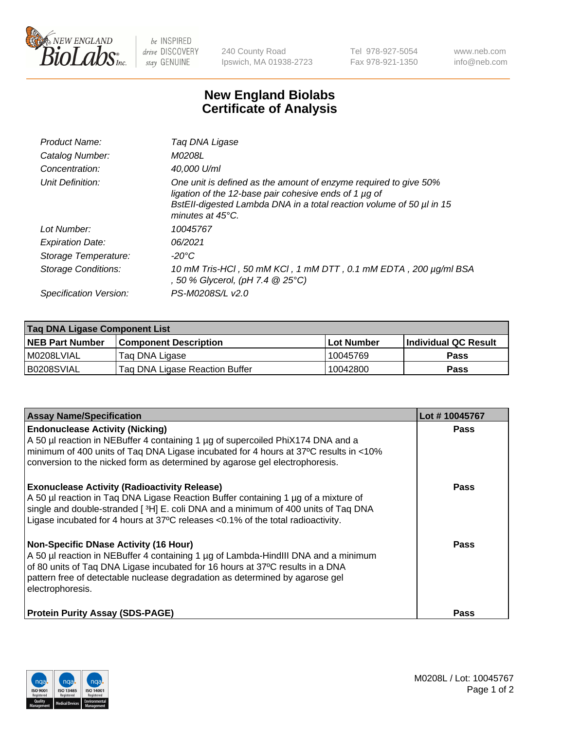240 County Road
Ipswich, MA 01938-2723

Tel 978-927-5054
Fax 978-921-1350

www.neb.com
info@neb.com

# New England Biolabs
# Certificate of Analysis

| | |
|---|---|
| *Product Name:* | *Taq DNA Ligase* |
| *Catalog Number:* | *M0208L* |
| *Concentration:* | *40,000 U/ml* |
| *Unit Definition:* | *One unit is defined as the amount of enzyme required to give 50% ligation of the 12-base pair cohesive ends of 1 µg of BstEII-digested Lambda DNA in a total reaction volume of 50 µl in 15 minutes at 45°C.* |
| *Lot Number:* | *10045767* |
| *Expiration Date:* | *06/2021* |
| *Storage Temperature:* | *-20°C* |
| *Storage Conditions:* | *10 mM Tris-HCl , 50 mM KCl , 1 mM DTT , 0.1 mM EDTA , 200 µg/ml BSA , 50 % Glycerol, (pH 7.4 @ 25°C)* |
| *Specification Version:* | *PS-M0208S/L v2.0* |

| Taq DNA Ligase Component List | | | |
|---|---|---|---|
| **NEB Part Number** | **Component Description** | **Lot Number** | **Individual QC Result** |
| M0208LVIAL | Taq DNA Ligase | 10045769 | **Pass** |
| B0208SVIAL | Taq DNA Ligase Reaction Buffer | 10042800 | **Pass** |

| Assay Name/Specification | Lot # 10045767 |
|---|---|
| **Endonuclease Activity (Nicking)**<br>A 50 µl reaction in NEBuffer 4 containing 1 µg of supercoiled PhiX174 DNA and a minimum of 400 units of Taq DNA Ligase incubated for 4 hours at 37ºC results in <10% conversion to the nicked form as determined by agarose gel electrophoresis. | **Pass** |
| **Exonuclease Activity (Radioactivity Release)**<br>A 50 µl reaction in Taq DNA Ligase Reaction Buffer containing 1 µg of a mixture of single and double-stranded [ $^3$H] E. coli DNA and a minimum of 400 units of Taq DNA Ligase incubated for 4 hours at 37ºC releases <0.1% of the total radioactivity. | **Pass** |
| **Non-Specific DNase Activity (16 Hour)**<br>A 50 µl reaction in NEBuffer 4 containing 1 µg of Lambda-HindIII DNA and a minimum of 80 units of Taq DNA Ligase incubated for 16 hours at 37ºC results in a DNA pattern free of detectable nuclease degradation as determined by agarose gel electrophoresis. | **Pass** |
| **Protein Purity Assay (SDS-PAGE)** | **Pass** |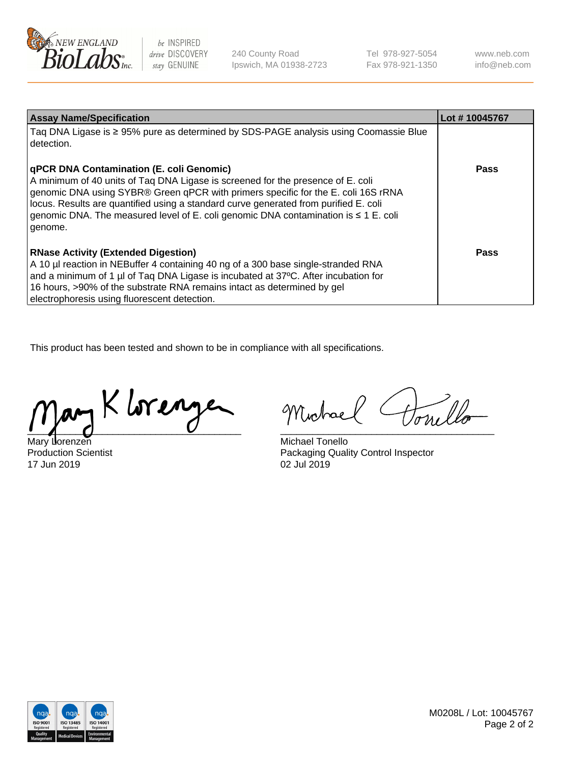NEW ENGLAND BioLabs Inc. | be INSPIRED drive DISCOVERY stay GENUINE | 240 County Road Ipswich, MA 01938-2723 | Tel 978-927-5054 Fax 978-921-1350 | www.neb.com info@neb.com

| Assay Name/Specification | Lot # 10045767 |
|---|---|
| Taq DNA Ligase is ≥ 95% pure as determined by SDS-PAGE analysis using Coomassie Blue detection. | |
| **qPCR DNA Contamination (E. coli Genomic)**<br>A minimum of 40 units of Taq DNA Ligase is screened for the presence of E. coli genomic DNA using SYBR® Green qPCR with primers specific for the E. coli 16S rRNA locus. Results are quantified using a standard curve generated from purified E. coli genomic DNA. The measured level of E. coli genomic DNA contamination is ≤ 1 E. coli genome. | **Pass** |
| **RNase Activity (Extended Digestion)**<br>A 10 µl reaction in NEBuffer 4 containing 40 ng of a 300 base single-stranded RNA and a minimum of 1 µl of Taq DNA Ligase is incubated at 37ºC. After incubation for 16 hours, >90% of the substrate RNA remains intact as determined by gel electrophoresis using fluorescent detection. | **Pass** |

This product has been tested and shown to be in compliance with all specifications.

Mary Lorenzen
Production Scientist
17 Jun 2019

Michael Tonello
Packaging Quality Control Inspector
02 Jul 2019

M0208L / Lot: 10045767